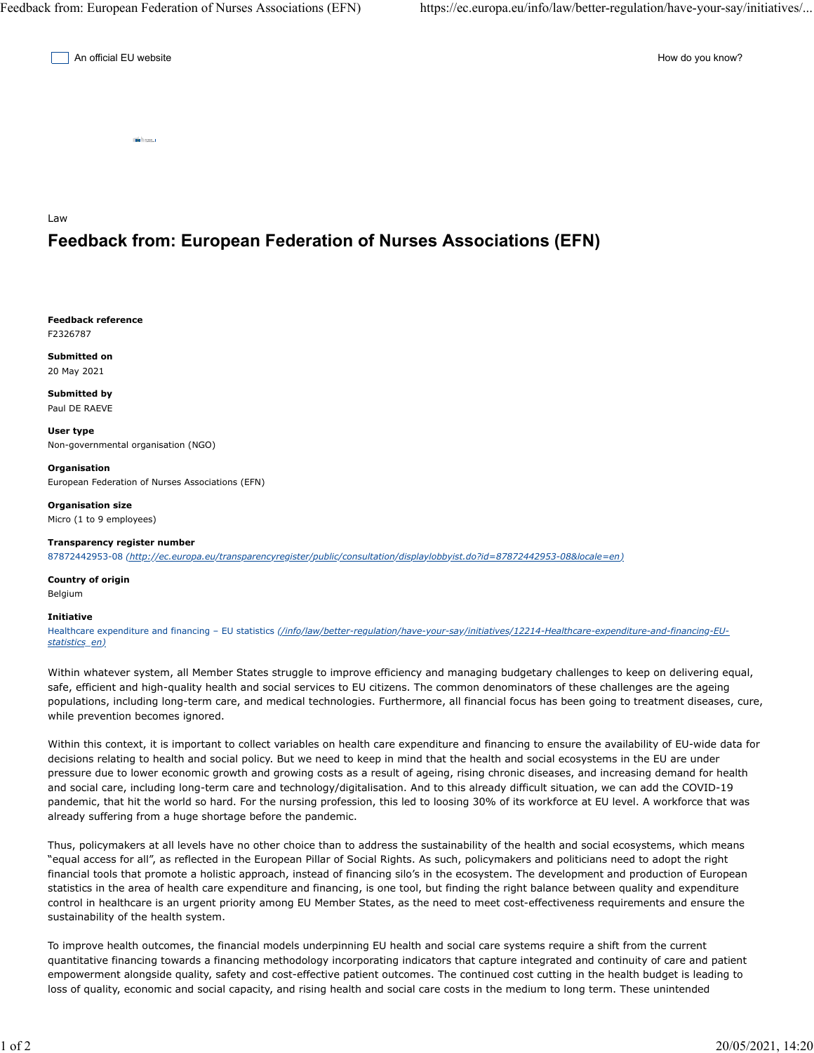An official EU website

How do you know?

Law

# Feedback from: European Federation of Nurses Associations (EFN)

**Feedback reference**
F2326787

**Submitted on**
20 May 2021

**Submitted by**
Paul DE RAEVE

**User type**
Non-governmental organisation (NGO)

**Organisation**
European Federation of Nurses Associations (EFN)

**Organisation size**
Micro (1 to 9 employees)

**Transparency register number**
87872442953-08 *(http://ec.europa.eu/transparencyregister/public/consultation/displaylobbyist.do?id=87872442953-08&locale=en)*

**Country of origin**
Belgium

**Initiative**
Healthcare expenditure and financing – EU statistics *(/info/law/better-regulation/have-your-say/initiatives/12214-Healthcare-expenditure-and-financing-EU-statistics_en)*

Within whatever system, all Member States struggle to improve efficiency and managing budgetary challenges to keep on delivering equal, safe, efficient and high-quality health and social services to EU citizens. The common denominators of these challenges are the ageing populations, including long-term care, and medical technologies. Furthermore, all financial focus has been going to treatment diseases, cure, while prevention becomes ignored.

Within this context, it is important to collect variables on health care expenditure and financing to ensure the availability of EU-wide data for decisions relating to health and social policy. But we need to keep in mind that the health and social ecosystems in the EU are under pressure due to lower economic growth and growing costs as a result of ageing, rising chronic diseases, and increasing demand for health and social care, including long-term care and technology/digitalisation. And to this already difficult situation, we can add the COVID-19 pandemic, that hit the world so hard. For the nursing profession, this led to loosing 30% of its workforce at EU level. A workforce that was already suffering from a huge shortage before the pandemic.

Thus, policymakers at all levels have no other choice than to address the sustainability of the health and social ecosystems, which means "equal access for all", as reflected in the European Pillar of Social Rights. As such, policymakers and politicians need to adopt the right financial tools that promote a holistic approach, instead of financing silo's in the ecosystem. The development and production of European statistics in the area of health care expenditure and financing, is one tool, but finding the right balance between quality and expenditure control in healthcare is an urgent priority among EU Member States, as the need to meet cost-effectiveness requirements and ensure the sustainability of the health system.

To improve health outcomes, the financial models underpinning EU health and social care systems require a shift from the current quantitative financing towards a financing methodology incorporating indicators that capture integrated and continuity of care and patient empowerment alongside quality, safety and cost-effective patient outcomes. The continued cost cutting in the health budget is leading to loss of quality, economic and social capacity, and rising health and social care costs in the medium to long term. These unintended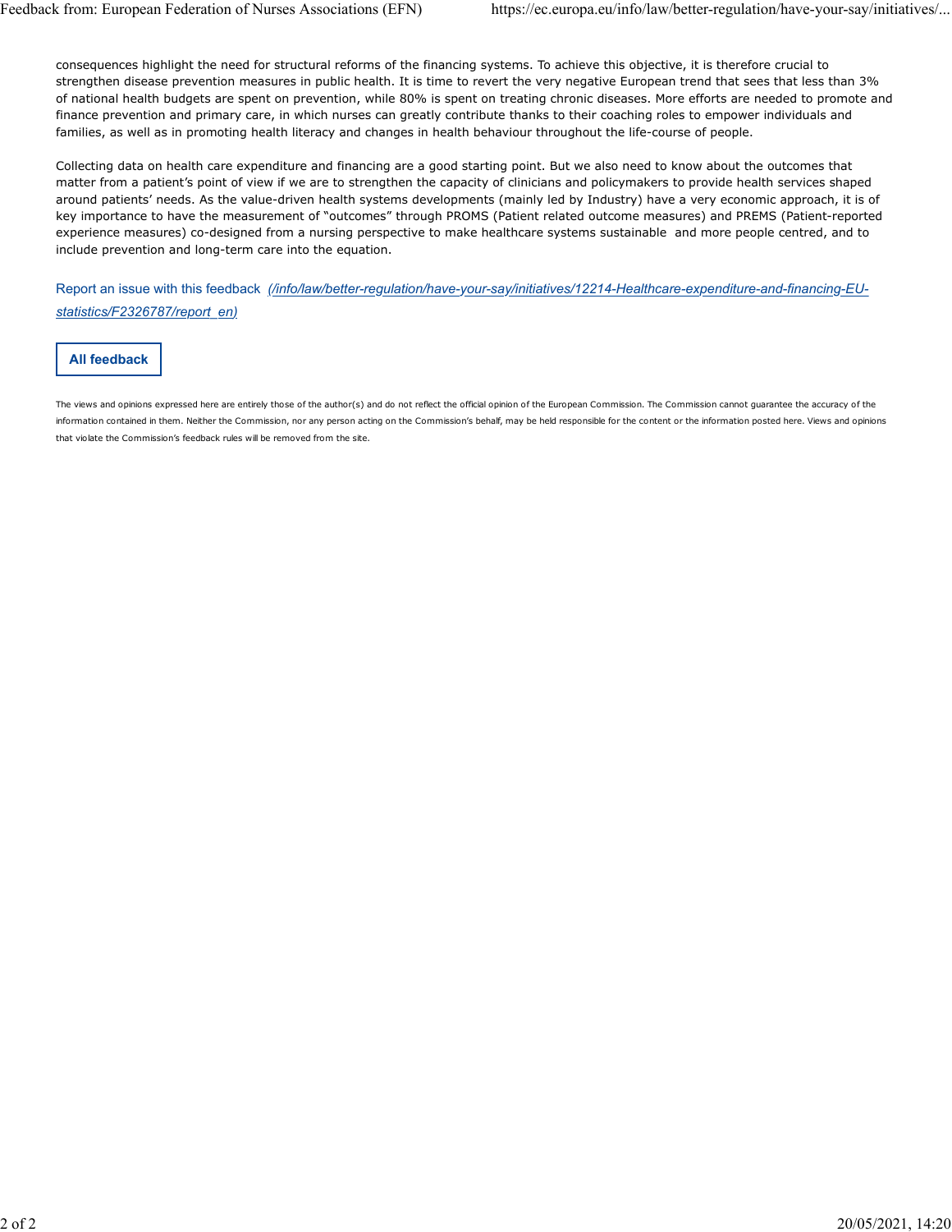consequences highlight the need for structural reforms of the financing systems. To achieve this objective, it is therefore crucial to strengthen disease prevention measures in public health. It is time to revert the very negative European trend that sees that less than 3% of national health budgets are spent on prevention, while 80% is spent on treating chronic diseases. More efforts are needed to promote and finance prevention and primary care, in which nurses can greatly contribute thanks to their coaching roles to empower individuals and families, as well as in promoting health literacy and changes in health behaviour throughout the life-course of people.

Collecting data on health care expenditure and financing are a good starting point. But we also need to know about the outcomes that matter from a patient's point of view if we are to strengthen the capacity of clinicians and policymakers to provide health services shaped around patients' needs. As the value-driven health systems developments (mainly led by Industry) have a very economic approach, it is of key importance to have the measurement of "outcomes" through PROMS (Patient related outcome measures) and PREMS (Patient-reported experience measures) co-designed from a nursing perspective to make healthcare systems sustainable and more people centred, and to include prevention and long-term care into the equation.

Report an issue with this feedback *(/info/law/better-regulation/have-your-say/initiatives/12214-Healthcare-expenditure-and-financing-EU-statistics/F2326787/report_en)*

**All feedback**

The views and opinions expressed here are entirely those of the author(s) and do not reflect the official opinion of the European Commission. The Commission cannot guarantee the accuracy of the information contained in them. Neither the Commission, nor any person acting on the Commission's behalf, may be held responsible for the content or the information posted here. Views and opinions that violate the Commission's feedback rules will be removed from the site.